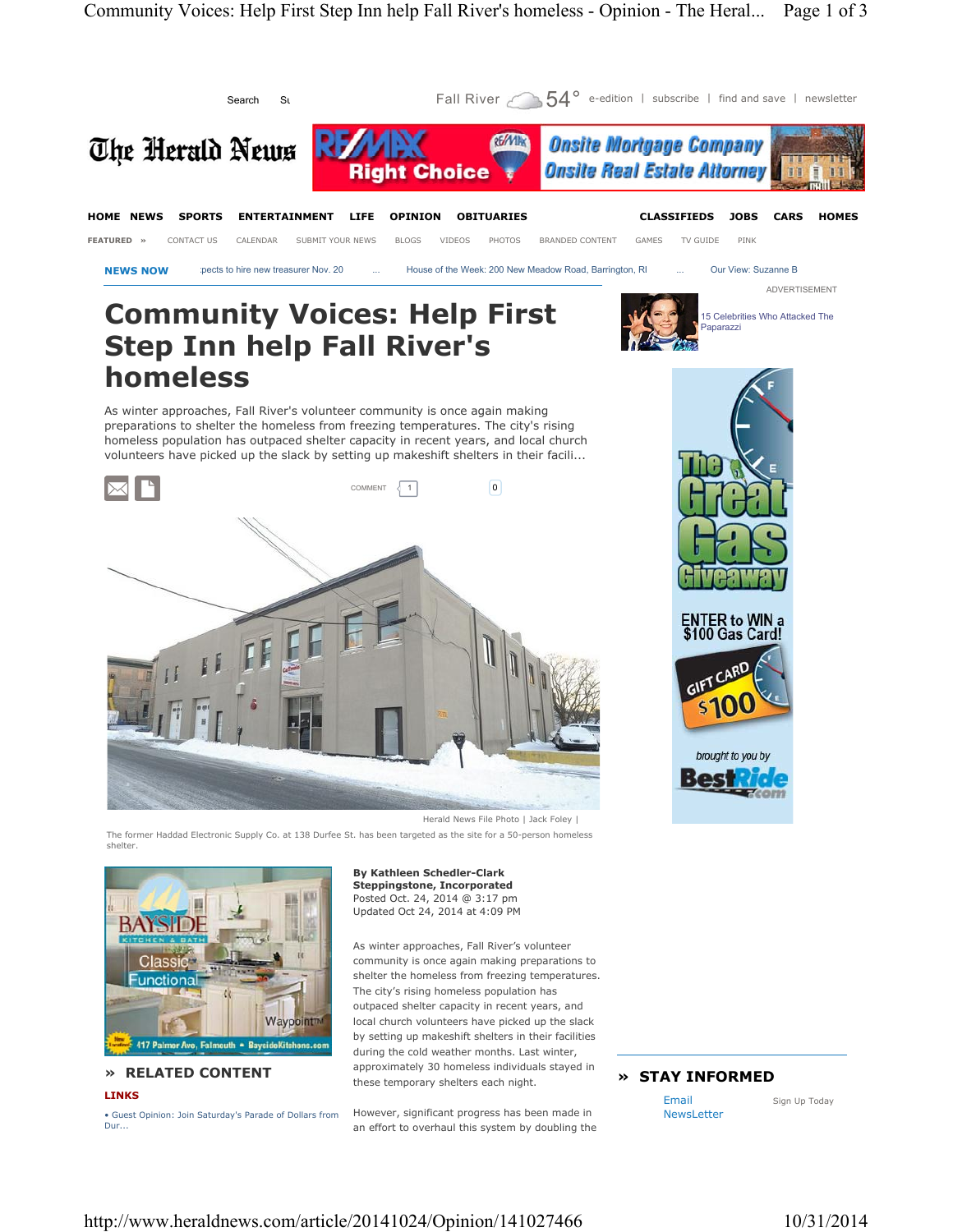# Community Voices: Help First Step Inn help Fall River's homeless

As winter approaches, Fall River's volunteer community is once again making preparations to shelter the homeless from freezing temperatures. The city's rising homeless population has outpaced shelter capacity in recent years, and local church volunteers have picked up the slack by setting up makeshift shelters in their facili...

Herald News File Photo | Jack Foley |

The former Haddad Electronic Supply Co. at 138 Durfee St. has been targeted as the site for a 50-person homeless shelter.

**By Kathleen Schedler-Clark**
**Steppingstone, Incorporated**
Posted Oct. 24, 2014 @ 3:17 pm
Updated Oct 24, 2014 at 4:09 PM

As winter approaches, Fall River's volunteer community is once again making preparations to shelter the homeless from freezing temperatures. The city's rising homeless population has outpaced shelter capacity in recent years, and local church volunteers have picked up the slack by setting up makeshift shelters in their facilities during the cold weather months. Last winter, approximately 30 homeless individuals stayed in these temporary shelters each night.

However, significant progress has been made in an effort to overhaul this system by doubling the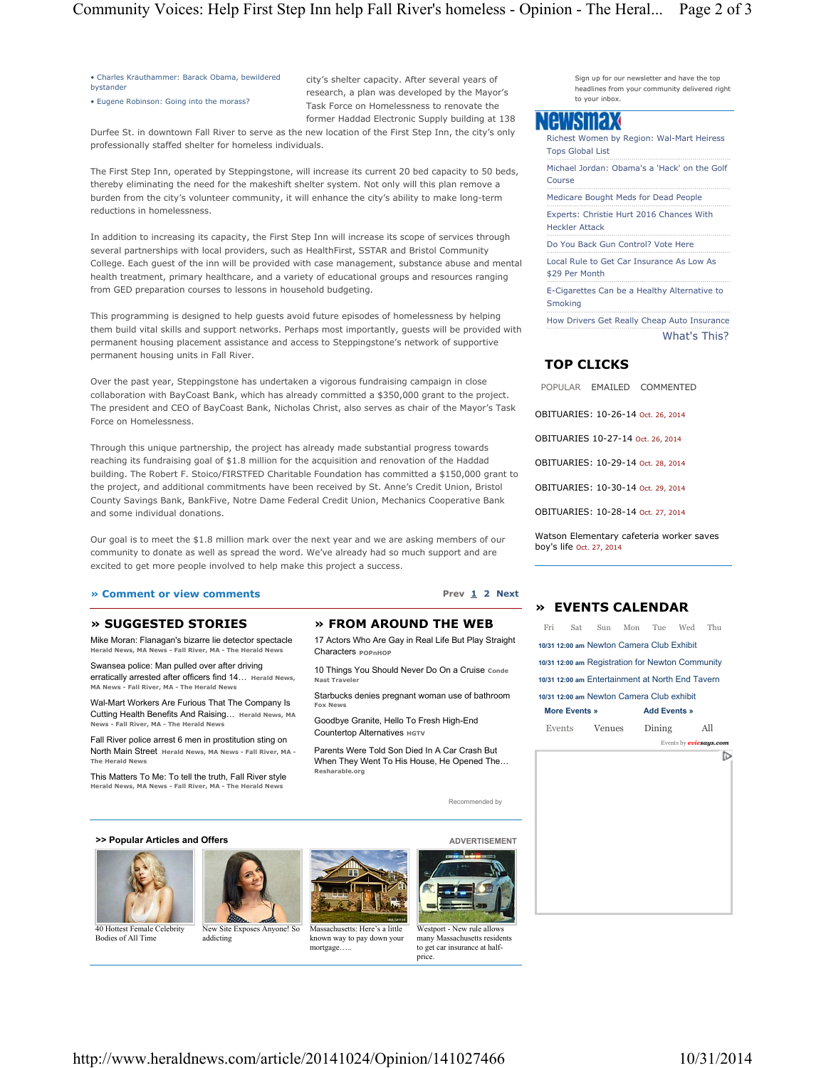- Charles Krauthammer: Barack Obama, bewildered bystander
- Eugene Robinson: Going into the morass?

city's shelter capacity. After several years of research, a plan was developed by the Mayor's Task Force on Homelessness to renovate the former Haddad Electronic Supply building at 138 Durfee St. in downtown Fall River to serve as the new location of the First Step Inn, the city's only professionally staffed shelter for homeless individuals.

The First Step Inn, operated by Steppingstone, will increase its current 20 bed capacity to 50 beds, thereby eliminating the need for the makeshift shelter system. Not only will this plan remove a burden from the city's volunteer community, it will enhance the city's ability to make long-term reductions in homelessness.

In addition to increasing its capacity, the First Step Inn will increase its scope of services through several partnerships with local providers, such as HealthFirst, SSTAR and Bristol Community College. Each guest of the inn will be provided with case management, substance abuse and mental health treatment, primary healthcare, and a variety of educational groups and resources ranging from GED preparation courses to lessons in household budgeting.

This programming is designed to help guests avoid future episodes of homelessness by helping them build vital skills and support networks. Perhaps most importantly, guests will be provided with permanent housing placement assistance and access to Steppingstone's network of supportive permanent housing units in Fall River.

Over the past year, Steppingstone has undertaken a vigorous fundraising campaign in close collaboration with BayCoast Bank, which has already committed a $350,000 grant to the project. The president and CEO of BayCoast Bank, Nicholas Christ, also serves as chair of the Mayor's Task Force on Homelessness.

Through this unique partnership, the project has already made substantial progress towards reaching its fundraising goal of $1.8 million for the acquisition and renovation of the Haddad building. The Robert F. Stoico/FIRSTFED Charitable Foundation has committed a $150,000 grant to the project, and additional commitments have been received by St. Anne's Credit Union, Bristol County Savings Bank, BankFive, Notre Dame Federal Credit Union, Mechanics Cooperative Bank and some individual donations.

Our goal is to meet the $1.8 million mark over the next year and we are asking members of our community to donate as well as spread the word. We've already had so much support and are excited to get more people involved to help make this project a success.

» Comment or view comments

Prev 1 2 Next

## » SUGGESTED STORIES

- Mike Moran: Flanagan's bizarre lie detector spectacle — Herald News, MA News - Fall River, MA - The Herald News
- Swansea police: Man pulled over after driving erratically arrested after officers find 14… — Herald News, MA News - Fall River, MA - The Herald News
- Wal-Mart Workers Are Furious That The Company Is Cutting Health Benefits And Raising… — Herald News, MA News - Fall River, MA - The Herald News
- Fall River police arrest 6 men in prostitution sting on North Main Street — Herald News, MA News - Fall River, MA - The Herald News
- This Matters To Me: To tell the truth, Fall River style — Herald News, MA News - Fall River, MA - The Herald News

## » FROM AROUND THE WEB

- 17 Actors Who Are Gay in Real Life But Play Straight Characters — POPnHOP
- 10 Things You Should Never Do On a Cruise — Conde Nast Traveler
- Starbucks denies pregnant woman use of bathroom — Fox News
- Goodbye Granite, Hello To Fresh High-End Countertop Alternatives — HGTV
- Parents Were Told Son Died In A Car Crash But When They Went To His House, He Opened The… — Resharable.org

Recommended by

### >> Popular Articles and Offers

ADVERTISEMENT

- 40 Hottest Female Celebrity Bodies of All Time
- New Site Exposes Anyone! So addicting
- Massachusetts: Here's a little known way to pay down your mortgage…..
- Westport - New rule allows many Massachusetts residents to get car insurance at half-price.

Sign up for our newsletter and have the top headlines from your community delivered right to your inbox.

Newsmax

- Richest Women by Region: Wal-Mart Heiress Tops Global List
- Michael Jordan: Obama's a 'Hack' on the Golf Course
- Medicare Bought Meds for Dead People
- Experts: Christie Hurt 2016 Chances With Heckler Attack
- Do You Back Gun Control? Vote Here
- Local Rule to Get Car Insurance As Low As $29 Per Month
- E-Cigarettes Can be a Healthy Alternative to Smoking
- How Drivers Get Really Cheap Auto Insurance

What's This?

## TOP CLICKS

POPULAR EMAILED COMMENTED

- OBITUARIES: 10-26-14 Oct. 26, 2014
- OBITUARIES 10-27-14 Oct. 26, 2014
- OBITUARIES: 10-29-14 Oct. 28, 2014
- OBITUARIES: 10-30-14 Oct. 29, 2014
- OBITUARIES: 10-28-14 Oct. 27, 2014
- Watson Elementary cafeteria worker saves boy's life Oct. 27, 2014

## » EVENTS CALENDAR

Fri Sat Sun Mon Tue Wed Thu

- 10/31 12:00 am Newton Camera Club Exhibit
- 10/31 12:00 am Registration for Newton Community
- 10/31 12:00 am Entertainment at North End Tavern
- 10/31 12:00 am Newton Camera Club exhibit

More Events » Add Events »

Events Venues Dining All

Events by eviesays.com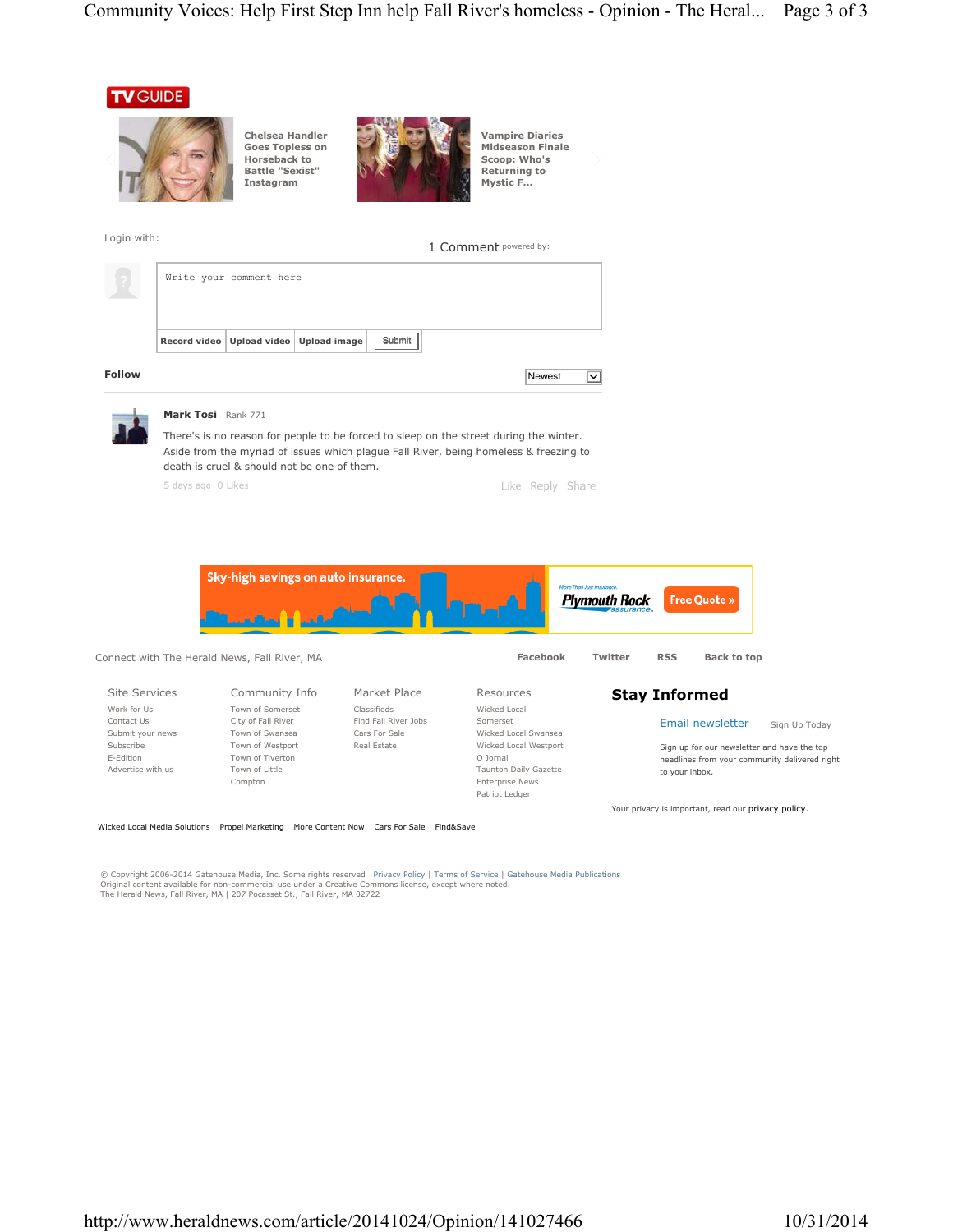TV GUIDE

**Chelsea Handler Goes Topless on Horseback to Battle "Sexist" Instagram**

**Vampire Diaries Midseason Finale Scoop: Who's Returning to Mystic F...**

Login with:

1 Comment powered by:

Write your comment here

Record video | Upload video | Upload image | Submit

**Follow**

Newest

**Mark Tosi** Rank 771

There's is no reason for people to be forced to sleep on the street during the winter. Aside from the myriad of issues which plague Fall River, being homeless & freezing to death is cruel & should not be one of them.

5 days ago 0 Likes

Like Reply Share

Sky-high savings on auto insurance. More Than Just Insurance. Plymouth Rock assurance. Free Quote »

Connect with The Herald News, Fall River, MA

Facebook Twitter RSS Back to top

**Site Services**
- Work for Us
- Contact Us
- Submit your news
- Subscribe
- E-Edition
- Advertise with us

**Community Info**
- Town of Somerset
- City of Fall River
- Town of Swansea
- Town of Westport
- Town of Tiverton
- Town of Little Compton

**Market Place**
- Classifieds
- Find Fall River Jobs
- Cars For Sale
- Real Estate

**Resources**
- Wicked Local Somerset
- Wicked Local Swansea
- Wicked Local Westport
- O Jornal
- Taunton Daily Gazette
- Enterprise News
- Patriot Ledger

## Stay Informed

Email newsletter Sign Up Today

Sign up for our newsletter and have the top headlines from your community delivered right to your inbox.

Your privacy is important, read our privacy policy.

Wicked Local Media Solutions Propel Marketing More Content Now Cars For Sale Find&Save

© Copyright 2006-2014 Gatehouse Media, Inc. Some rights reserved Privacy Policy | Terms of Service | Gatehouse Media Publications
Original content available for non-commercial use under a Creative Commons license, except where noted.
The Herald News, Fall River, MA | 207 Pocasset St., Fall River, MA 02722